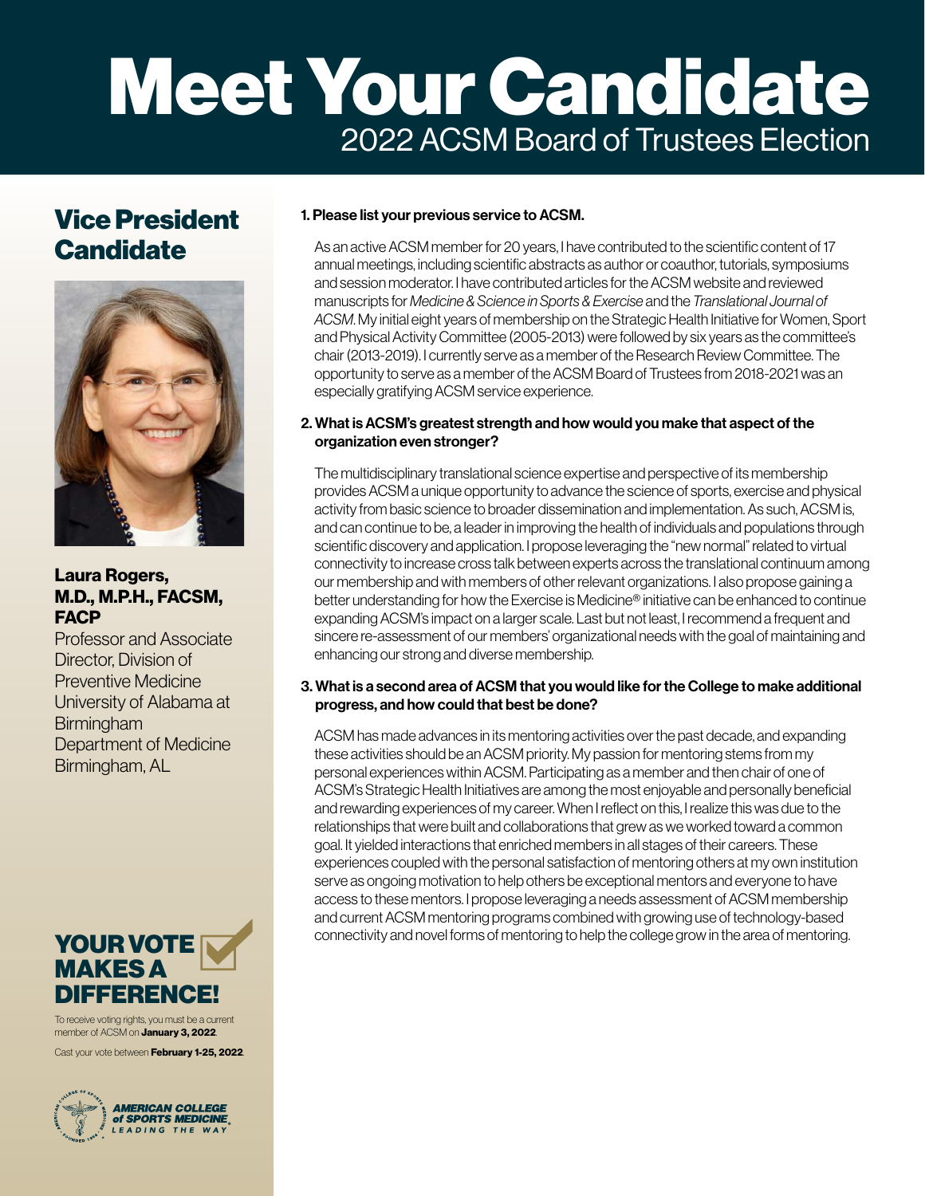# Meet Your Candidate

## 2022 ACSM Board of Trustees Election

## Vice President Candidate

**Laura Rogers, M.D., M.P.H., FACSM, FACP**

Professor and Associate Director, Division of Preventive Medicine
University of Alabama at Birmingham
Department of Medicine
Birmingham, AL

**1. Please list your previous service to ACSM.**

As an active ACSM member for 20 years, I have contributed to the scientific content of 17 annual meetings, including scientific abstracts as author or coauthor, tutorials, symposiums and session moderator. I have contributed articles for the ACSM website and reviewed manuscripts for *Medicine & Science in Sports & Exercise* and the *Translational Journal of ACSM*. My initial eight years of membership on the Strategic Health Initiative for Women, Sport and Physical Activity Committee (2005-2013) were followed by six years as the committee's chair (2013-2019). I currently serve as a member of the Research Review Committee. The opportunity to serve as a member of the ACSM Board of Trustees from 2018-2021 was an especially gratifying ACSM service experience.

**2. What is ACSM's greatest strength and how would you make that aspect of the organization even stronger?**

The multidisciplinary translational science expertise and perspective of its membership provides ACSM a unique opportunity to advance the science of sports, exercise and physical activity from basic science to broader dissemination and implementation. As such, ACSM is, and can continue to be, a leader in improving the health of individuals and populations through scientific discovery and application. I propose leveraging the "new normal" related to virtual connectivity to increase cross talk between experts across the translational continuum among our membership and with members of other relevant organizations. I also propose gaining a better understanding for how the Exercise is Medicine® initiative can be enhanced to continue expanding ACSM's impact on a larger scale. Last but not least, I recommend a frequent and sincere re-assessment of our members' organizational needs with the goal of maintaining and enhancing our strong and diverse membership.

**3. What is a second area of ACSM that you would like for the College to make additional progress, and how could that best be done?**

ACSM has made advances in its mentoring activities over the past decade, and expanding these activities should be an ACSM priority. My passion for mentoring stems from my personal experiences within ACSM. Participating as a member and then chair of one of ACSM's Strategic Health Initiatives are among the most enjoyable and personally beneficial and rewarding experiences of my career. When I reflect on this, I realize this was due to the relationships that were built and collaborations that grew as we worked toward a common goal. It yielded interactions that enriched members in all stages of their careers. These experiences coupled with the personal satisfaction of mentoring others at my own institution serve as ongoing motivation to help others be exceptional mentors and everyone to have access to these mentors. I propose leveraging a needs assessment of ACSM membership and current ACSM mentoring programs combined with growing use of technology-based connectivity and novel forms of mentoring to help the college grow in the area of mentoring.

**YOUR VOTE MAKES A DIFFERENCE!**

To receive voting rights, you must be a current member of ACSM on **January 3, 2022**.

Cast your vote between **February 1-25, 2022**.

AMERICAN COLLEGE of SPORTS MEDICINE
LEADING THE WAY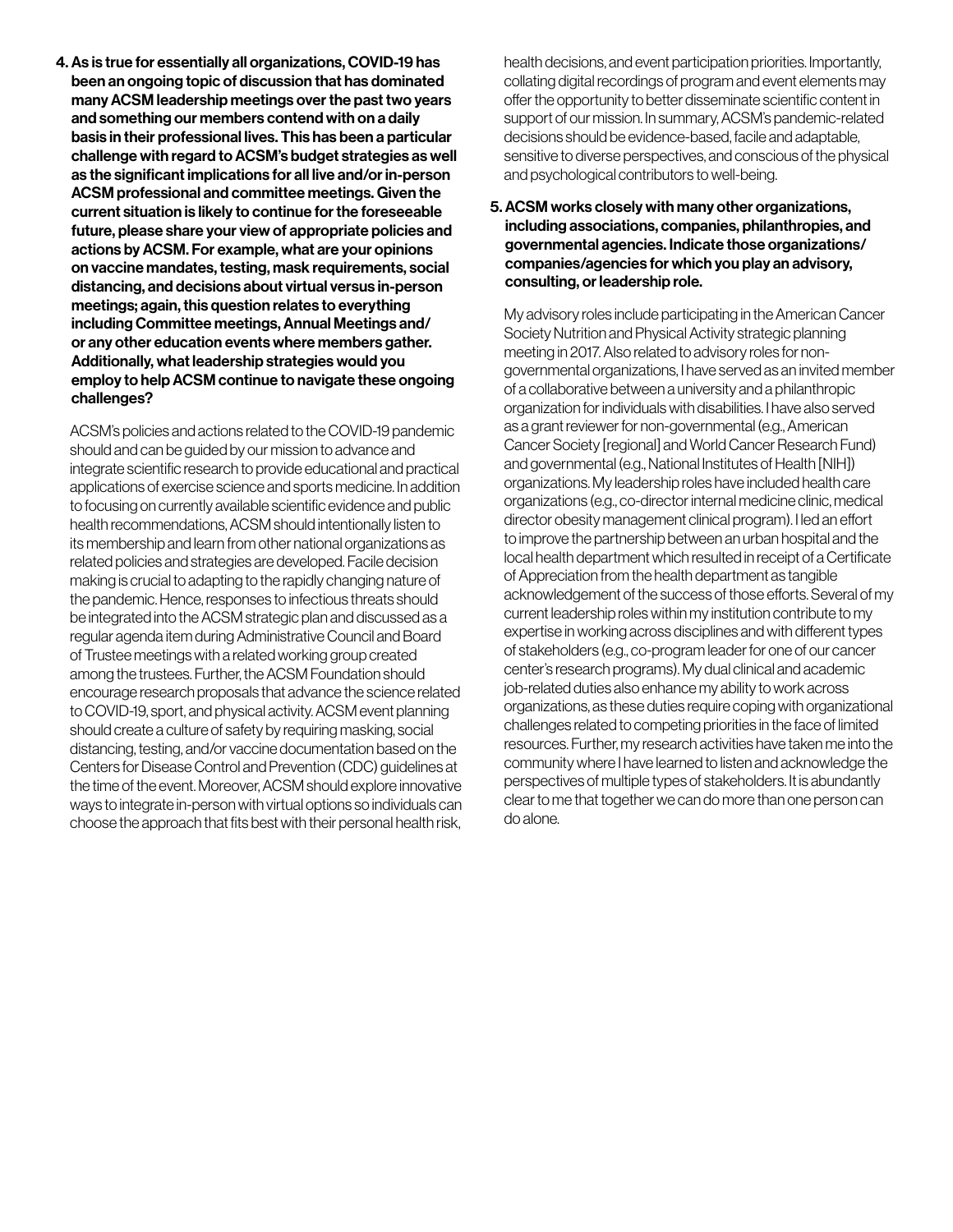**4. As is true for essentially all organizations, COVID-19 has been an ongoing topic of discussion that has dominated many ACSM leadership meetings over the past two years and something our members contend with on a daily basis in their professional lives. This has been a particular challenge with regard to ACSM's budget strategies as well as the significant implications for all live and/or in-person ACSM professional and committee meetings. Given the current situation is likely to continue for the foreseeable future, please share your view of appropriate policies and actions by ACSM. For example, what are your opinions on vaccine mandates, testing, mask requirements, social distancing, and decisions about virtual versus in-person meetings; again, this question relates to everything including Committee meetings, Annual Meetings and/ or any other education events where members gather. Additionally, what leadership strategies would you employ to help ACSM continue to navigate these ongoing challenges?**

ACSM's policies and actions related to the COVID-19 pandemic should and can be guided by our mission to advance and integrate scientific research to provide educational and practical applications of exercise science and sports medicine. In addition to focusing on currently available scientific evidence and public health recommendations, ACSM should intentionally listen to its membership and learn from other national organizations as related policies and strategies are developed. Facile decision making is crucial to adapting to the rapidly changing nature of the pandemic. Hence, responses to infectious threats should be integrated into the ACSM strategic plan and discussed as a regular agenda item during Administrative Council and Board of Trustee meetings with a related working group created among the trustees. Further, the ACSM Foundation should encourage research proposals that advance the science related to COVID-19, sport, and physical activity. ACSM event planning should create a culture of safety by requiring masking, social distancing, testing, and/or vaccine documentation based on the Centers for Disease Control and Prevention (CDC) guidelines at the time of the event. Moreover, ACSM should explore innovative ways to integrate in-person with virtual options so individuals can choose the approach that fits best with their personal health risk, health decisions, and event participation priorities. Importantly, collating digital recordings of program and event elements may offer the opportunity to better disseminate scientific content in support of our mission. In summary, ACSM's pandemic-related decisions should be evidence-based, facile and adaptable, sensitive to diverse perspectives, and conscious of the physical and psychological contributors to well-being.

**5. ACSM works closely with many other organizations, including associations, companies, philanthropies, and governmental agencies. Indicate those organizations/ companies/agencies for which you play an advisory, consulting, or leadership role.**

My advisory roles include participating in the American Cancer Society Nutrition and Physical Activity strategic planning meeting in 2017. Also related to advisory roles for non-governmental organizations, I have served as an invited member of a collaborative between a university and a philanthropic organization for individuals with disabilities. I have also served as a grant reviewer for non-governmental (e.g., American Cancer Society [regional] and World Cancer Research Fund) and governmental (e.g., National Institutes of Health [NIH]) organizations. My leadership roles have included health care organizations (e.g., co-director internal medicine clinic, medical director obesity management clinical program). I led an effort to improve the partnership between an urban hospital and the local health department which resulted in receipt of a Certificate of Appreciation from the health department as tangible acknowledgement of the success of those efforts. Several of my current leadership roles within my institution contribute to my expertise in working across disciplines and with different types of stakeholders (e.g., co-program leader for one of our cancer center's research programs). My dual clinical and academic job-related duties also enhance my ability to work across organizations, as these duties require coping with organizational challenges related to competing priorities in the face of limited resources. Further, my research activities have taken me into the community where I have learned to listen and acknowledge the perspectives of multiple types of stakeholders. It is abundantly clear to me that together we can do more than one person can do alone.